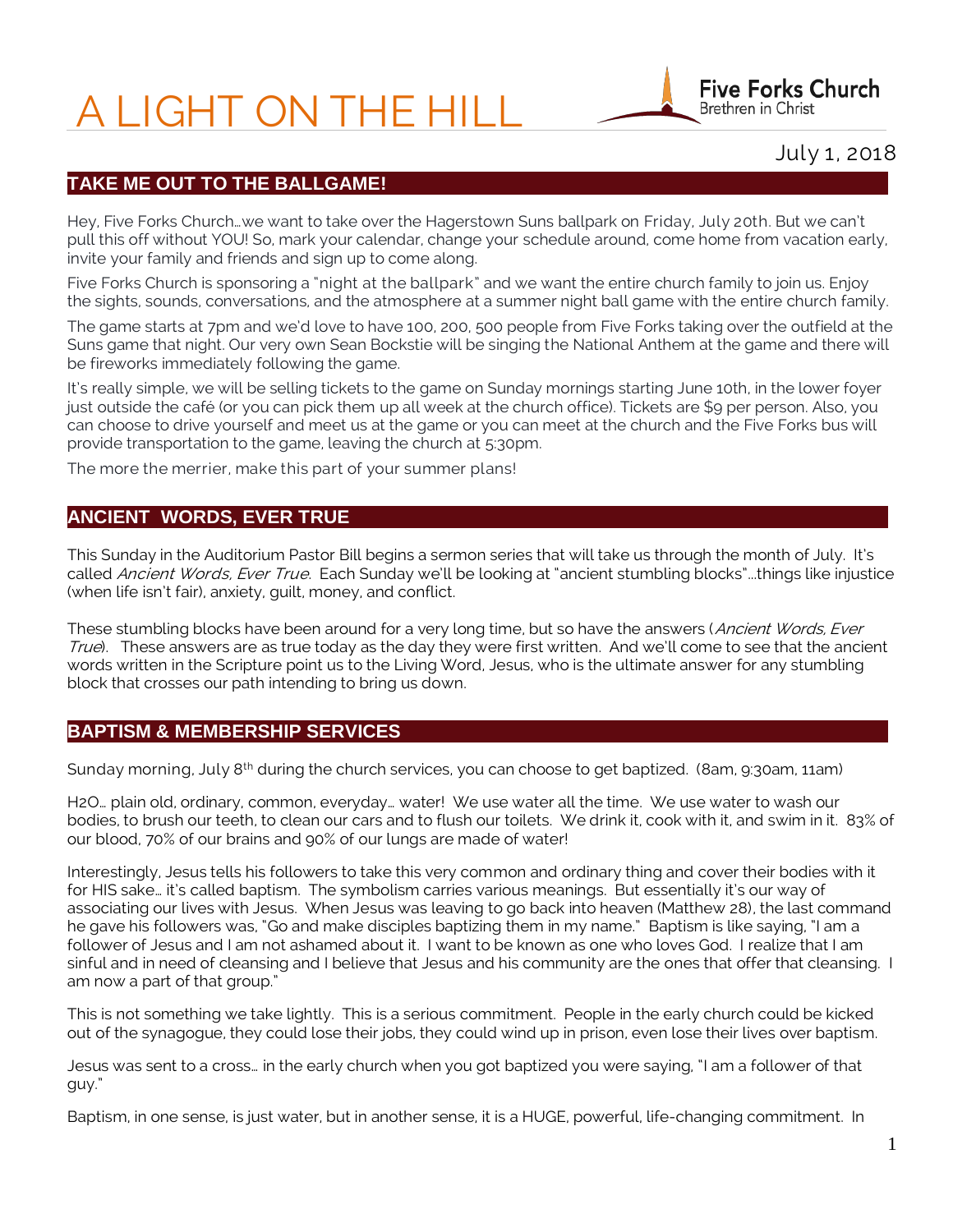# A LIGHT ON THE HILL

**Five Forks Church**
Brethren in Christ

July 1, 2018

## TAKE ME OUT TO THE BALLGAME!

Hey, Five Forks Church…we want to take over the Hagerstown Suns ballpark on Friday, July 20th. But we can't pull this off without YOU! So, mark your calendar, change your schedule around, come home from vacation early, invite your family and friends and sign up to come along.

Five Forks Church is sponsoring a "night at the ballpark" and we want the entire church family to join us. Enjoy the sights, sounds, conversations, and the atmosphere at a summer night ball game with the entire church family.

The game starts at 7pm and we'd love to have 100, 200, 500 people from Five Forks taking over the outfield at the Suns game that night. Our very own Sean Bockstie will be singing the National Anthem at the game and there will be fireworks immediately following the game.

It's really simple, we will be selling tickets to the game on Sunday mornings starting June 10th, in the lower foyer just outside the café (or you can pick them up all week at the church office). Tickets are $9 per person. Also, you can choose to drive yourself and meet us at the game or you can meet at the church and the Five Forks bus will provide transportation to the game, leaving the church at 5:30pm.

The more the merrier, make this part of your summer plans!

## ANCIENT WORDS, EVER TRUE

This Sunday in the Auditorium Pastor Bill begins a sermon series that will take us through the month of July. It's called *Ancient Words, Ever True*. Each Sunday we'll be looking at "ancient stumbling blocks"…things like injustice (when life isn't fair), anxiety, guilt, money, and conflict.

These stumbling blocks have been around for a very long time, but so have the answers (*Ancient Words, Ever True*). These answers are as true today as the day they were first written. And we'll come to see that the ancient words written in the Scripture point us to the Living Word, Jesus, who is the ultimate answer for any stumbling block that crosses our path intending to bring us down.

## BAPTISM & MEMBERSHIP SERVICES

Sunday morning, July 8th during the church services, you can choose to get baptized. (8am, 9:30am, 11am)

H2O… plain old, ordinary, common, everyday… water! We use water all the time. We use water to wash our bodies, to brush our teeth, to clean our cars and to flush our toilets. We drink it, cook with it, and swim in it. 83% of our blood, 70% of our brains and 90% of our lungs are made of water!

Interestingly, Jesus tells his followers to take this very common and ordinary thing and cover their bodies with it for HIS sake… it's called baptism. The symbolism carries various meanings. But essentially it's our way of associating our lives with Jesus. When Jesus was leaving to go back into heaven (Matthew 28), the last command he gave his followers was, "Go and make disciples baptizing them in my name." Baptism is like saying, "I am a follower of Jesus and I am not ashamed about it. I want to be known as one who loves God. I realize that I am sinful and in need of cleansing and I believe that Jesus and his community are the ones that offer that cleansing. I am now a part of that group."

This is not something we take lightly. This is a serious commitment. People in the early church could be kicked out of the synagogue, they could lose their jobs, they could wind up in prison, even lose their lives over baptism.

Jesus was sent to a cross… in the early church when you got baptized you were saying, "I am a follower of that guy."

Baptism, in one sense, is just water, but in another sense, it is a HUGE, powerful, life-changing commitment. In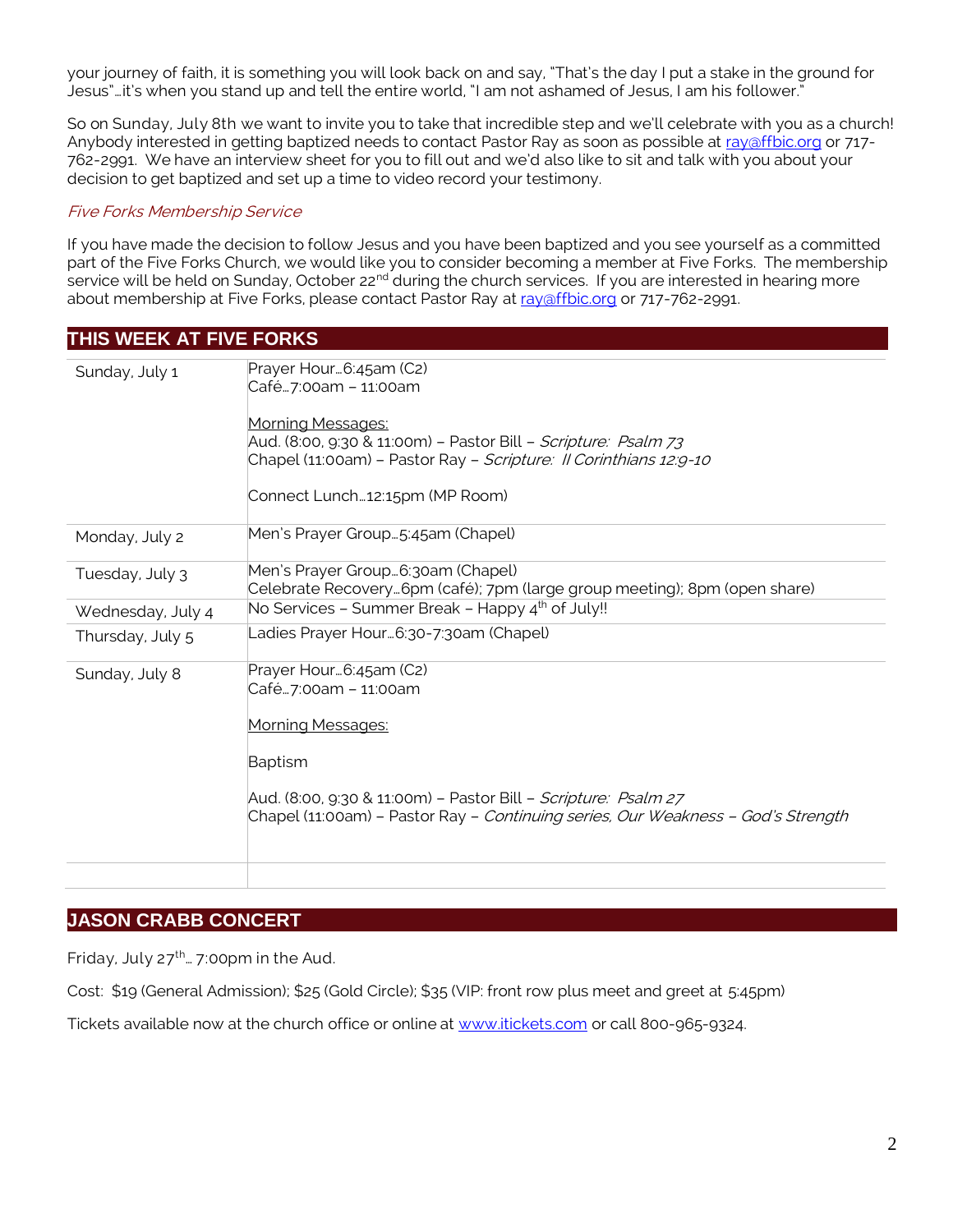your journey of faith, it is something you will look back on and say, "That's the day I put a stake in the ground for Jesus"…it's when you stand up and tell the entire world, "I am not ashamed of Jesus, I am his follower."

So on Sunday, July 8th we want to invite you to take that incredible step and we'll celebrate with you as a church! Anybody interested in getting baptized needs to contact Pastor Ray as soon as possible at ray@ffbic.org or 717-762-2991. We have an interview sheet for you to fill out and we'd also like to sit and talk with you about your decision to get baptized and set up a time to video record your testimony.

*Five Forks Membership Service*

If you have made the decision to follow Jesus and you have been baptized and you see yourself as a committed part of the Five Forks Church, we would like you to consider becoming a member at Five Forks. The membership service will be held on Sunday, October 22nd during the church services. If you are interested in hearing more about membership at Five Forks, please contact Pastor Ray at ray@ffbic.org or 717-762-2991.

## THIS WEEK AT FIVE FORKS

| | |
|---|---|
| Sunday, July 1 | Prayer Hour…6:45am (C2)<br>Café…7:00am – 11:00am<br><br>Morning Messages:<br>Aud. (8:00, 9:30 & 11:00m) – Pastor Bill – *Scripture: Psalm 73*<br>Chapel (11:00am) – Pastor Ray – *Scripture: II Corinthians 12:9-10*<br><br>Connect Lunch…12:15pm (MP Room) |
| Monday, July 2 | Men's Prayer Group…5:45am (Chapel) |
| Tuesday, July 3 | Men's Prayer Group…6:30am (Chapel)<br>Celebrate Recovery…6pm (café); 7pm (large group meeting); 8pm (open share) |
| Wednesday, July 4 | No Services – Summer Break – Happy 4th of July!! |
| Thursday, July 5 | Ladies Prayer Hour…6:30-7:30am (Chapel) |
| Sunday, July 8 | Prayer Hour…6:45am (C2)<br>Café…7:00am – 11:00am<br><br>Morning Messages:<br><br>Baptism<br><br>Aud. (8:00, 9:30 & 11:00m) – Pastor Bill – *Scripture: Psalm 27*<br>Chapel (11:00am) – Pastor Ray – *Continuing series, Our Weakness – God's Strength* |

## JASON CRABB CONCERT

Friday, July 27th… 7:00pm in the Aud.

Cost: $19 (General Admission); $25 (Gold Circle); $35 (VIP: front row plus meet and greet at 5:45pm)

Tickets available now at the church office or online at www.itickets.com or call 800-965-9324.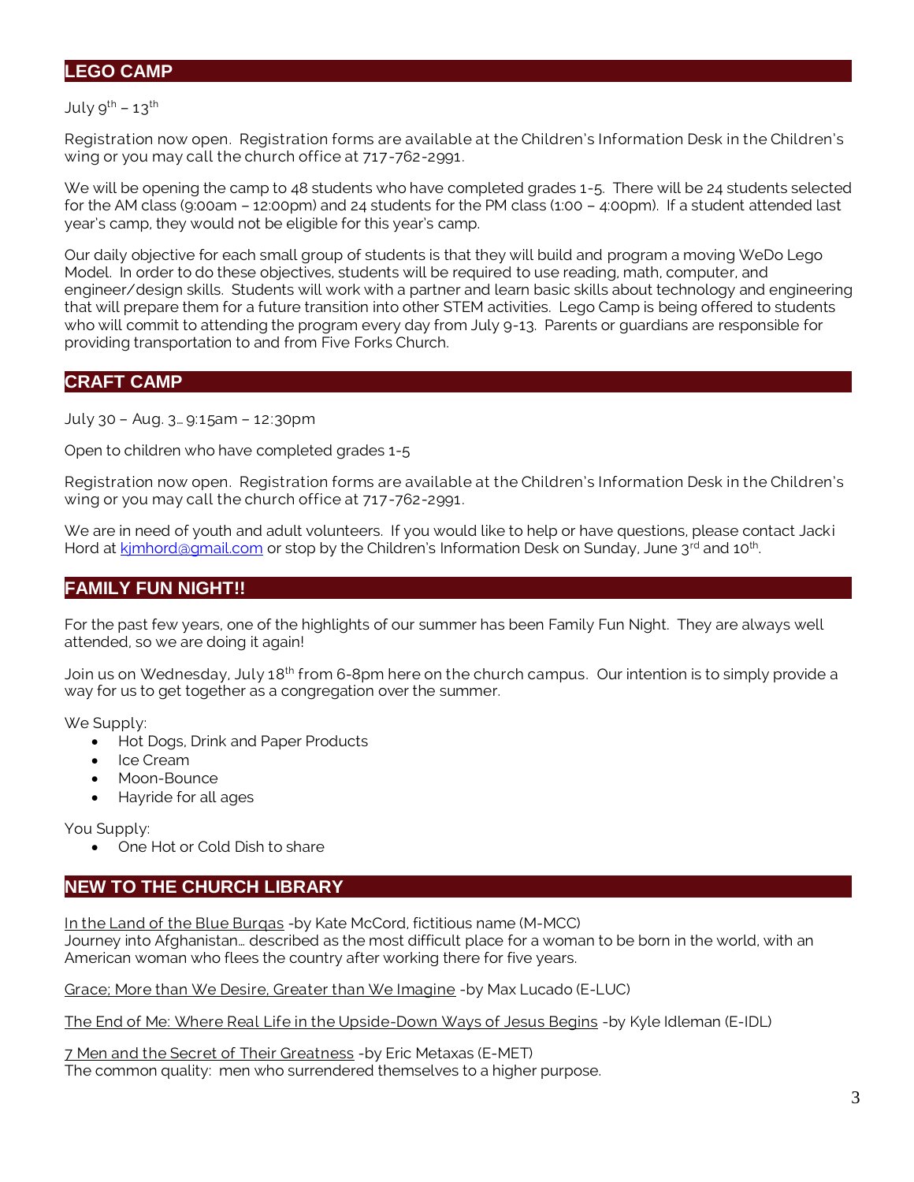## LEGO CAMP

July 9th – 13th

Registration now open. Registration forms are available at the Children's Information Desk in the Children's wing or you may call the church office at 717-762-2991.

We will be opening the camp to 48 students who have completed grades 1-5. There will be 24 students selected for the AM class (9:00am – 12:00pm) and 24 students for the PM class (1:00 – 4:00pm). If a student attended last year's camp, they would not be eligible for this year's camp.

Our daily objective for each small group of students is that they will build and program a moving WeDo Lego Model. In order to do these objectives, students will be required to use reading, math, computer, and engineer/design skills. Students will work with a partner and learn basic skills about technology and engineering that will prepare them for a future transition into other STEM activities. Lego Camp is being offered to students who will commit to attending the program every day from July 9-13. Parents or guardians are responsible for providing transportation to and from Five Forks Church.

## CRAFT CAMP

July 30 – Aug. 3… 9:15am – 12:30pm

Open to children who have completed grades 1-5

Registration now open. Registration forms are available at the Children's Information Desk in the Children's wing or you may call the church office at 717-762-2991.

We are in need of youth and adult volunteers. If you would like to help or have questions, please contact Jacki Hord at kjmhord@gmail.com or stop by the Children's Information Desk on Sunday, June 3rd and 10th.

## FAMILY FUN NIGHT!!

For the past few years, one of the highlights of our summer has been Family Fun Night. They are always well attended, so we are doing it again!

Join us on Wednesday, July 18th from 6-8pm here on the church campus. Our intention is to simply provide a way for us to get together as a congregation over the summer.

We Supply:

- Hot Dogs, Drink and Paper Products
- Ice Cream
- Moon-Bounce
- Hayride for all ages

You Supply:

- One Hot or Cold Dish to share

## NEW TO THE CHURCH LIBRARY

In the Land of the Blue Burqas -by Kate McCord, fictitious name (M-MCC)
Journey into Afghanistan… described as the most difficult place for a woman to be born in the world, with an American woman who flees the country after working there for five years.

Grace; More than We Desire, Greater than We Imagine -by Max Lucado (E-LUC)

The End of Me: Where Real Life in the Upside-Down Ways of Jesus Begins -by Kyle Idleman (E-IDL)

7 Men and the Secret of Their Greatness -by Eric Metaxas (E-MET)
The common quality: men who surrendered themselves to a higher purpose.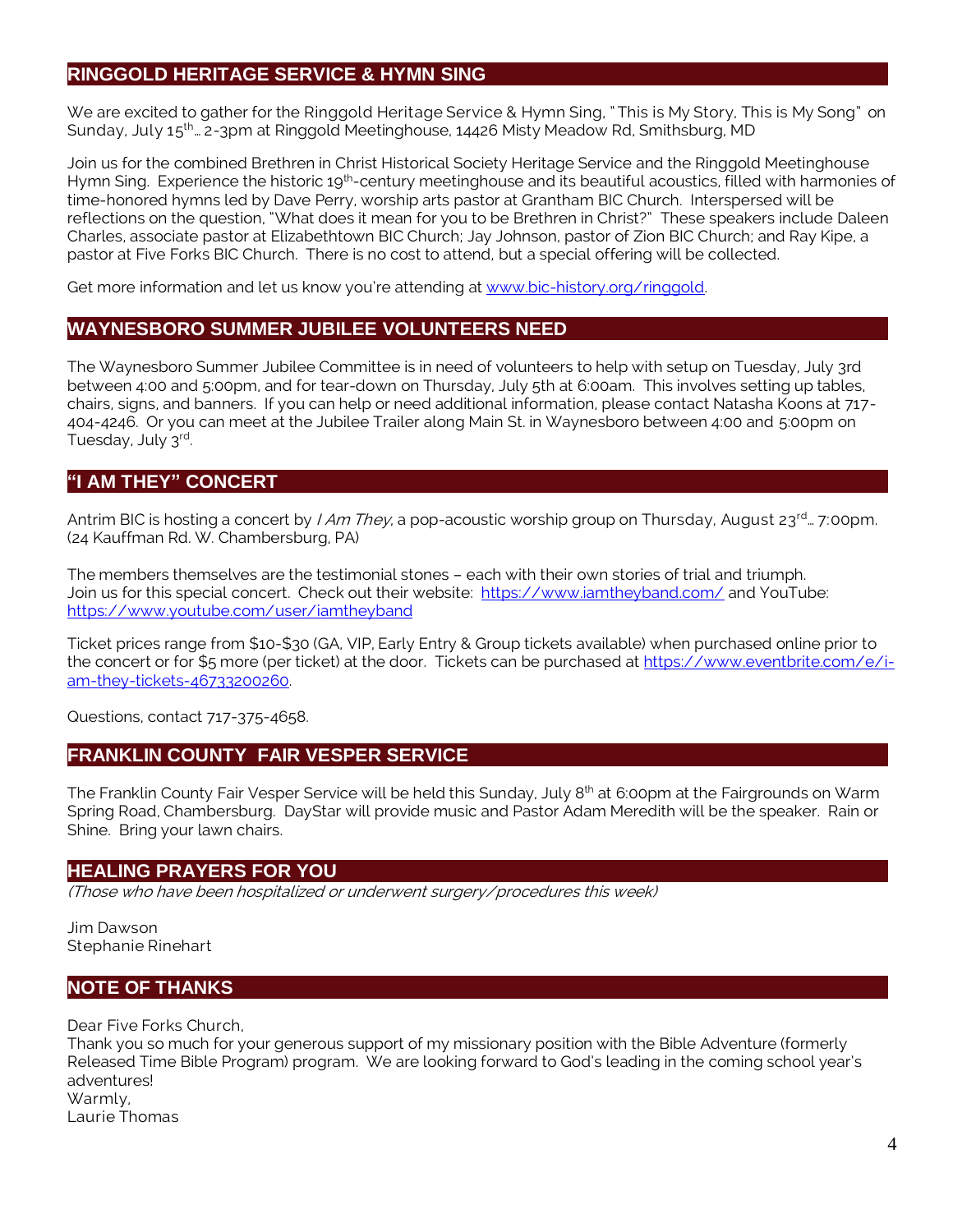## RINGGOLD HERITAGE SERVICE & HYMN SING

We are excited to gather for the Ringgold Heritage Service & Hymn Sing, "This is My Story, This is My Song" on Sunday, July 15th… 2-3pm at Ringgold Meetinghouse, 14426 Misty Meadow Rd, Smithsburg, MD

Join us for the combined Brethren in Christ Historical Society Heritage Service and the Ringgold Meetinghouse Hymn Sing. Experience the historic 19th-century meetinghouse and its beautiful acoustics, filled with harmonies of time-honored hymns led by Dave Perry, worship arts pastor at Grantham BIC Church. Interspersed will be reflections on the question, "What does it mean for you to be Brethren in Christ?" These speakers include Daleen Charles, associate pastor at Elizabethtown BIC Church; Jay Johnson, pastor of Zion BIC Church; and Ray Kipe, a pastor at Five Forks BIC Church. There is no cost to attend, but a special offering will be collected.

Get more information and let us know you're attending at www.bic-history.org/ringgold.

## WAYNESBORO SUMMER JUBILEE VOLUNTEERS NEED

The Waynesboro Summer Jubilee Committee is in need of volunteers to help with setup on Tuesday, July 3rd between 4:00 and 5:00pm, and for tear-down on Thursday, July 5th at 6:00am. This involves setting up tables, chairs, signs, and banners. If you can help or need additional information, please contact Natasha Koons at 717-404-4246. Or you can meet at the Jubilee Trailer along Main St. in Waynesboro between 4:00 and 5:00pm on Tuesday, July 3rd.

## "I AM THEY" CONCERT

Antrim BIC is hosting a concert by *I Am They*, a pop-acoustic worship group on Thursday, August 23rd… 7:00pm. (24 Kauffman Rd. W. Chambersburg, PA)

The members themselves are the testimonial stones – each with their own stories of trial and triumph. Join us for this special concert. Check out their website: https://www.iamtheyband.com/ and YouTube: https://www.youtube.com/user/iamtheyband

Ticket prices range from $10-$30 (GA, VIP, Early Entry & Group tickets available) when purchased online prior to the concert or for $5 more (per ticket) at the door. Tickets can be purchased at https://www.eventbrite.com/e/i-am-they-tickets-46733200260.

Questions, contact 717-375-4658.

## FRANKLIN COUNTY FAIR VESPER SERVICE

The Franklin County Fair Vesper Service will be held this Sunday, July 8th at 6:00pm at the Fairgrounds on Warm Spring Road, Chambersburg. DayStar will provide music and Pastor Adam Meredith will be the speaker. Rain or Shine. Bring your lawn chairs.

## HEALING PRAYERS FOR YOU

*(Those who have been hospitalized or underwent surgery/procedures this week)*

Jim Dawson
Stephanie Rinehart

## NOTE OF THANKS

Dear Five Forks Church,
Thank you so much for your generous support of my missionary position with the Bible Adventure (formerly Released Time Bible Program) program. We are looking forward to God's leading in the coming school year's adventures!
Warmly,
Laurie Thomas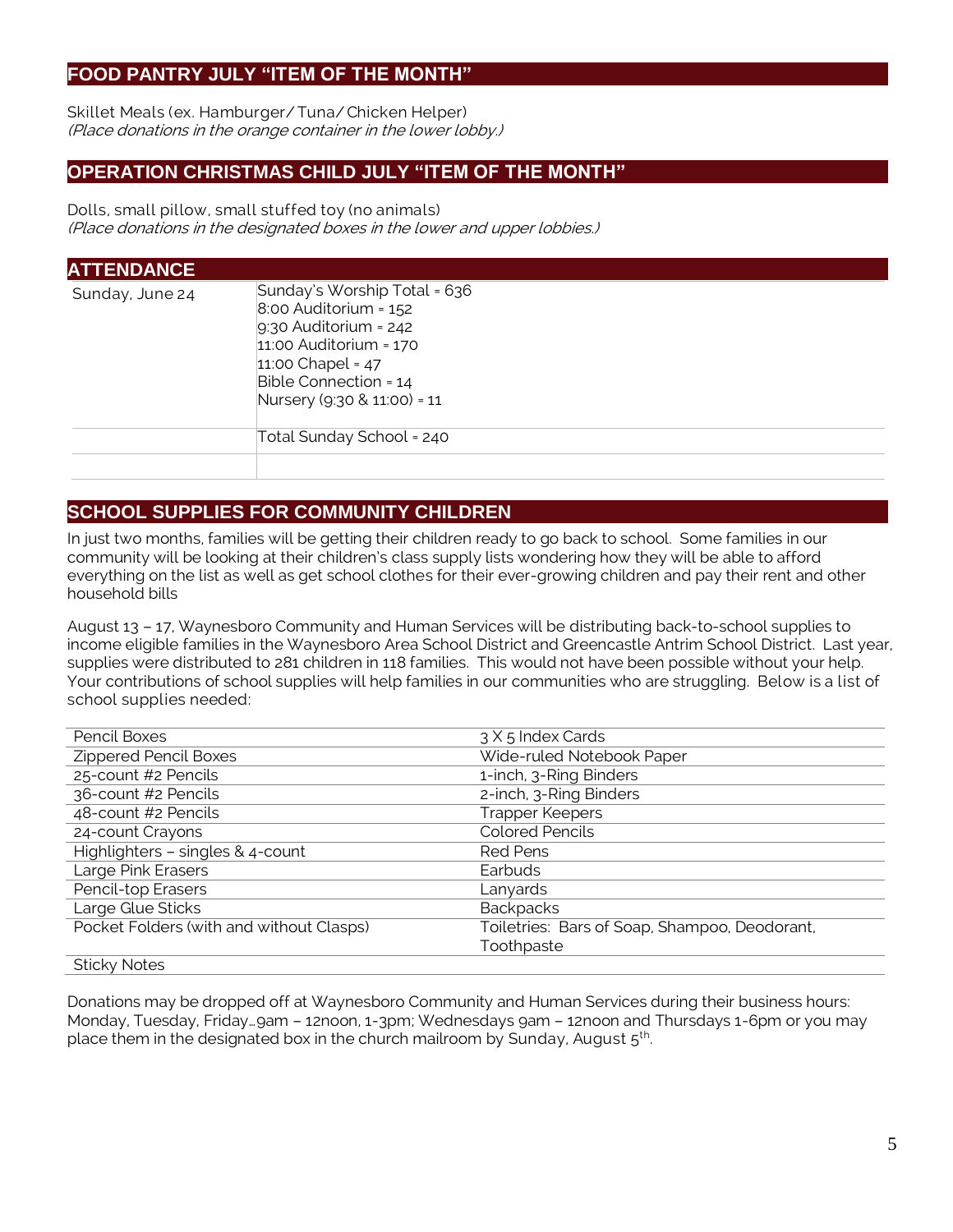## FOOD PANTRY JULY "ITEM OF THE MONTH"

Skillet Meals (ex. Hamburger/Tuna/Chicken Helper)
*(Place donations in the orange container in the lower lobby.)*

## OPERATION CHRISTMAS CHILD JULY "ITEM OF THE MONTH"

Dolls, small pillow, small stuffed toy (no animals)
*(Place donations in the designated boxes in the lower and upper lobbies.)*

## ATTENDANCE

| | |
|---|---|
| Sunday, June 24 | Sunday's Worship Total = 636<br>8:00 Auditorium = 152<br>9:30 Auditorium = 242<br>11:00 Auditorium = 170<br>11:00 Chapel = 47<br>Bible Connection = 14<br>Nursery (9:30 & 11:00) = 11 |
| | Total Sunday School = 240 |
| | |

## SCHOOL SUPPLIES FOR COMMUNITY CHILDREN

In just two months, families will be getting their children ready to go back to school. Some families in our community will be looking at their children's class supply lists wondering how they will be able to afford everything on the list as well as get school clothes for their ever-growing children and pay their rent and other household bills

August 13 – 17, Waynesboro Community and Human Services will be distributing back-to-school supplies to income eligible families in the Waynesboro Area School District and Greencastle Antrim School District. Last year, supplies were distributed to 281 children in 118 families. This would not have been possible without your help. Your contributions of school supplies will help families in our communities who are struggling. Below is a list of school supplies needed:

| | |
|---|---|
| Pencil Boxes | 3 X 5 Index Cards |
| Zippered Pencil Boxes | Wide-ruled Notebook Paper |
| 25-count #2 Pencils | 1-inch, 3-Ring Binders |
| 36-count #2 Pencils | 2-inch, 3-Ring Binders |
| 48-count #2 Pencils | Trapper Keepers |
| 24-count Crayons | Colored Pencils |
| Highlighters – singles & 4-count | Red Pens |
| Large Pink Erasers | Earbuds |
| Pencil-top Erasers | Lanyards |
| Large Glue Sticks | Backpacks |
| Pocket Folders (with and without Clasps) | Toiletries: Bars of Soap, Shampoo, Deodorant, Toothpaste |
| Sticky Notes | |

Donations may be dropped off at Waynesboro Community and Human Services during their business hours: Monday, Tuesday, Friday…9am – 12noon, 1-3pm; Wednesdays 9am – 12noon and Thursdays 1-6pm or you may place them in the designated box in the church mailroom by Sunday, August 5th.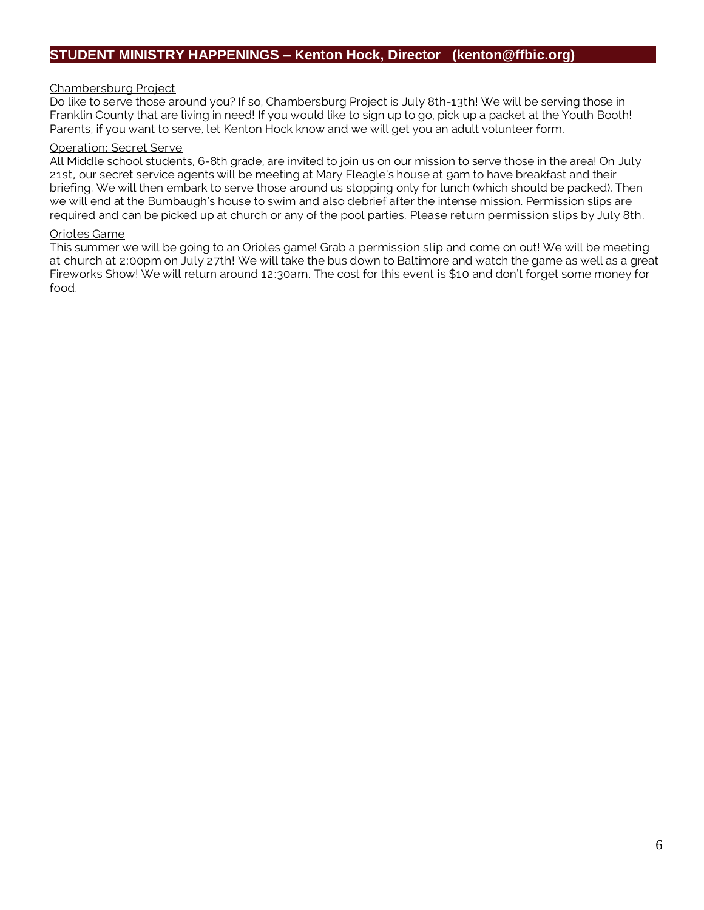## STUDENT MINISTRY HAPPENINGS – Kenton Hock, Director (kenton@ffbic.org)

Chambersburg Project

Do like to serve those around you? If so, Chambersburg Project is July 8th-13th! We will be serving those in Franklin County that are living in need! If you would like to sign up to go, pick up a packet at the Youth Booth! Parents, if you want to serve, let Kenton Hock know and we will get you an adult volunteer form.

Operation: Secret Serve

All Middle school students, 6-8th grade, are invited to join us on our mission to serve those in the area! On July 21st, our secret service agents will be meeting at Mary Fleagle's house at 9am to have breakfast and their briefing. We will then embark to serve those around us stopping only for lunch (which should be packed). Then we will end at the Bumbaugh's house to swim and also debrief after the intense mission. Permission slips are required and can be picked up at church or any of the pool parties. Please return permission slips by July 8th.

Orioles Game

This summer we will be going to an Orioles game! Grab a permission slip and come on out! We will be meeting at church at 2:00pm on July 27th! We will take the bus down to Baltimore and watch the game as well as a great Fireworks Show! We will return around 12:30am. The cost for this event is $10 and don't forget some money for food.